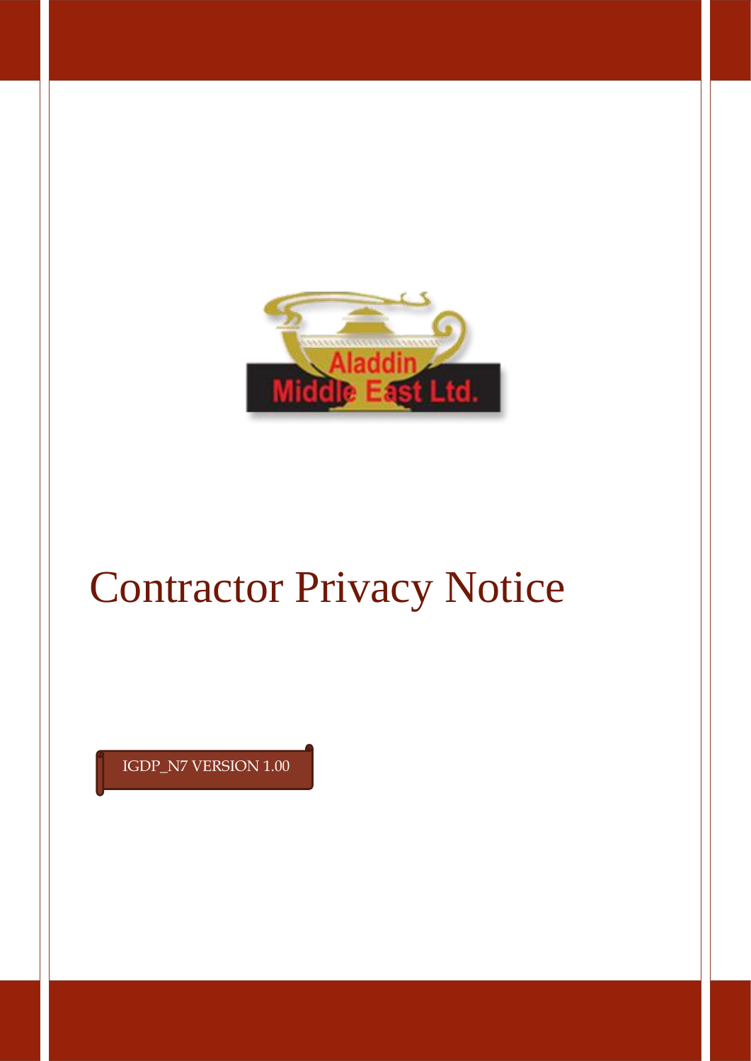Aladdin Middle East Ltd.

# Contractor Privacy Notice

IGDP_N7 VERSION 1.00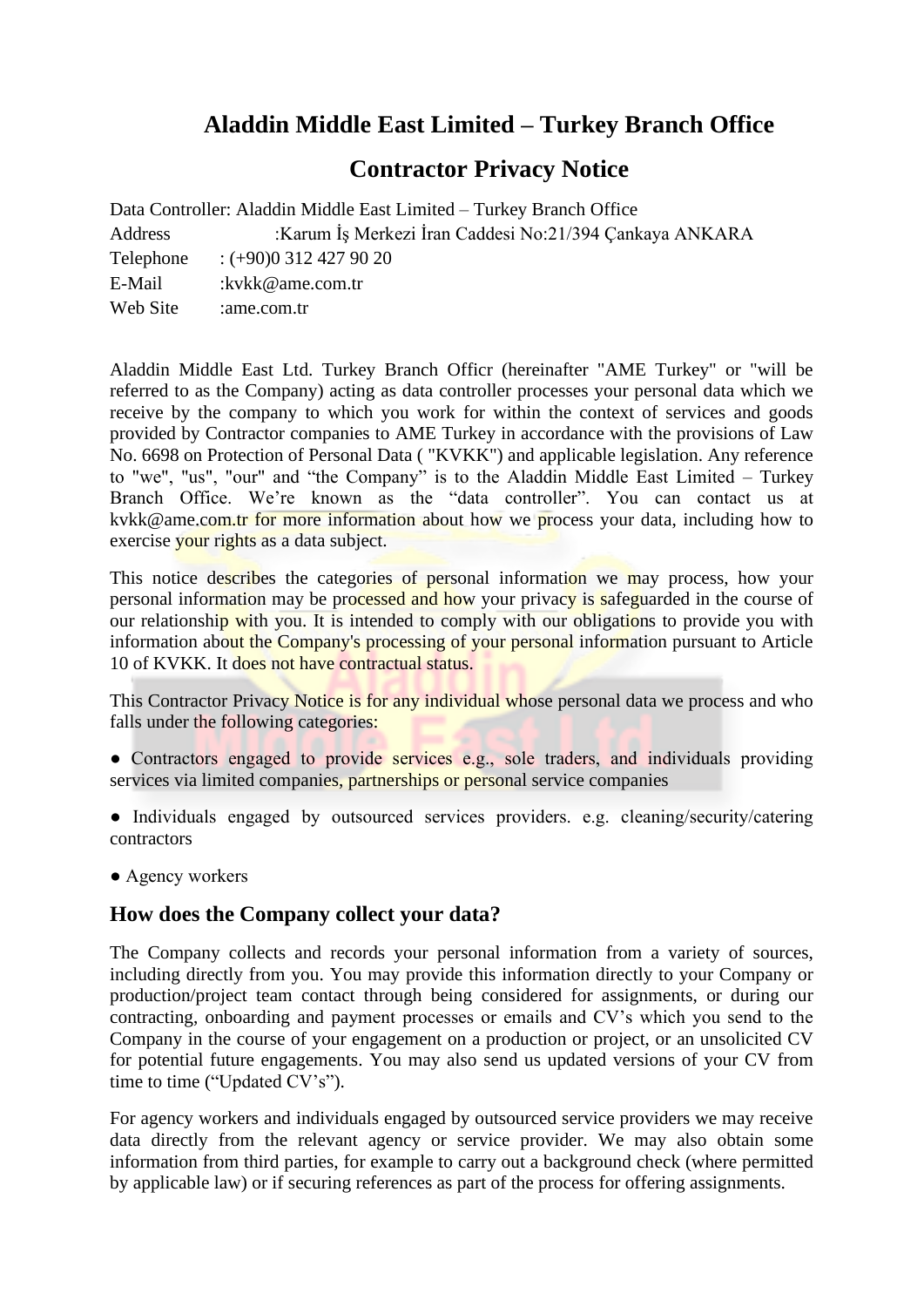# Aladdin Middle East Limited – Turkey Branch Office

# Contractor Privacy Notice

Data Controller: Aladdin Middle East Limited – Turkey Branch Office
Address :Karum İş Merkezi İran Caddesi No:21/394 Çankaya ANKARA
Telephone : (+90)0 312 427 90 20
E-Mail :kvkk@ame.com.tr
Web Site :ame.com.tr

Aladdin Middle East Ltd. Turkey Branch Officr (hereinafter "AME Turkey" or "will be referred to as the Company) acting as data controller processes your personal data which we receive by the company to which you work for within the context of services and goods provided by Contractor companies to AME Turkey in accordance with the provisions of Law No. 6698 on Protection of Personal Data ( "KVKK") and applicable legislation. Any reference to "we", "us", "our" and "the Company" is to the Aladdin Middle East Limited – Turkey Branch Office. We're known as the "data controller". You can contact us at kvkk@ame.com.tr for more information about how we process your data, including how to exercise your rights as a data subject.

This notice describes the categories of personal information we may process, how your personal information may be processed and how your privacy is safeguarded in the course of our relationship with you. It is intended to comply with our obligations to provide you with information about the Company's processing of your personal information pursuant to Article 10 of KVKK. It does not have contractual status.

This Contractor Privacy Notice is for any individual whose personal data we process and who falls under the following categories:

- Contractors engaged to provide services e.g., sole traders, and individuals providing services via limited companies, partnerships or personal service companies
- Individuals engaged by outsourced services providers. e.g. cleaning/security/catering contractors
- Agency workers

## How does the Company collect your data?

The Company collects and records your personal information from a variety of sources, including directly from you. You may provide this information directly to your Company or production/project team contact through being considered for assignments, or during our contracting, onboarding and payment processes or emails and CV's which you send to the Company in the course of your engagement on a production or project, or an unsolicited CV for potential future engagements. You may also send us updated versions of your CV from time to time ("Updated CV's").

For agency workers and individuals engaged by outsourced service providers we may receive data directly from the relevant agency or service provider. We may also obtain some information from third parties, for example to carry out a background check (where permitted by applicable law) or if securing references as part of the process for offering assignments.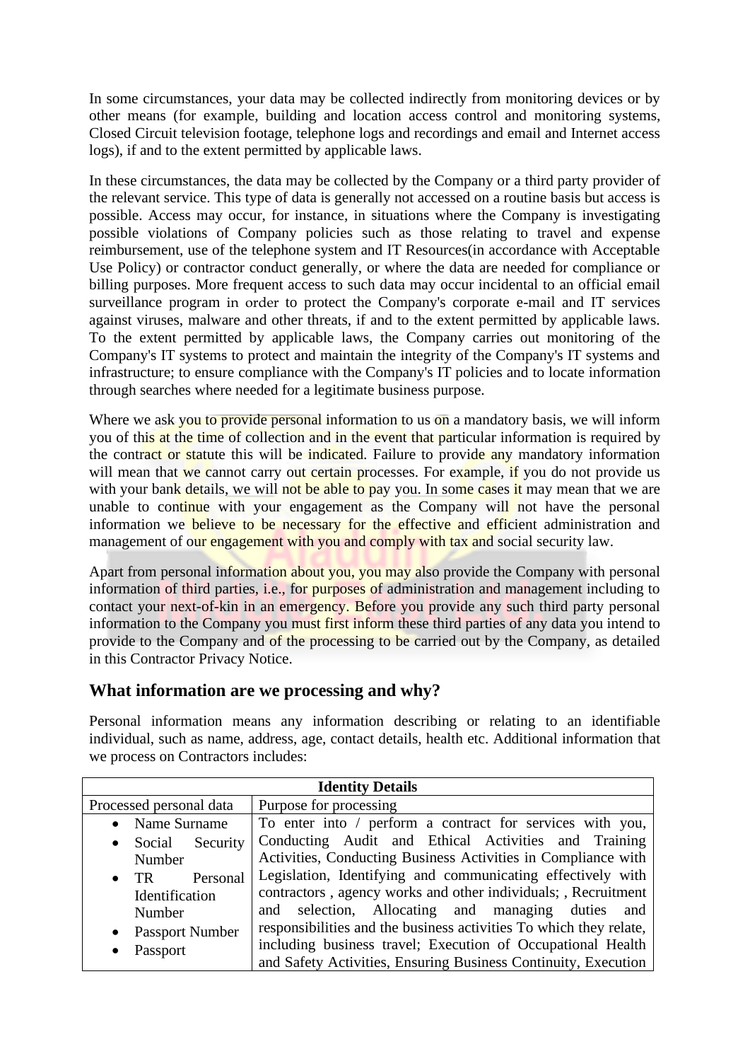In some circumstances, your data may be collected indirectly from monitoring devices or by other means (for example, building and location access control and monitoring systems, Closed Circuit television footage, telephone logs and recordings and email and Internet access logs), if and to the extent permitted by applicable laws.

In these circumstances, the data may be collected by the Company or a third party provider of the relevant service. This type of data is generally not accessed on a routine basis but access is possible. Access may occur, for instance, in situations where the Company is investigating possible violations of Company policies such as those relating to travel and expense reimbursement, use of the telephone system and IT Resources(in accordance with Acceptable Use Policy) or contractor conduct generally, or where the data are needed for compliance or billing purposes. More frequent access to such data may occur incidental to an official email surveillance program in order to protect the Company's corporate e-mail and IT services against viruses, malware and other threats, if and to the extent permitted by applicable laws. To the extent permitted by applicable laws, the Company carries out monitoring of the Company's IT systems to protect and maintain the integrity of the Company's IT systems and infrastructure; to ensure compliance with the Company's IT policies and to locate information through searches where needed for a legitimate business purpose.

Where we ask you to provide personal information to us on a mandatory basis, we will inform you of this at the time of collection and in the event that particular information is required by the contract or statute this will be indicated. Failure to provide any mandatory information will mean that we cannot carry out certain processes. For example, if you do not provide us with your bank details, we will not be able to pay you. In some cases it may mean that we are unable to continue with your engagement as the Company will not have the personal information we believe to be necessary for the effective and efficient administration and management of our engagement with you and comply with tax and social security law.

Apart from personal information about you, you may also provide the Company with personal information of third parties, i.e., for purposes of administration and management including to contact your next-of-kin in an emergency. Before you provide any such third party personal information to the Company you must first inform these third parties of any data you intend to provide to the Company and of the processing to be carried out by the Company, as detailed in this Contractor Privacy Notice.

## What information are we processing and why?

Personal information means any information describing or relating to an identifiable individual, such as name, address, age, contact details, health etc. Additional information that we process on Contractors includes:

| Identity Details | |
|---|---|
| Processed personal data | Purpose for processing |
| • Name Surname<br>• Social Security Number<br>• TR Personal Identification Number<br>• Passport Number<br>• Passport | To enter into / perform a contract for services with you, Conducting Audit and Ethical Activities and Training Activities, Conducting Business Activities in Compliance with Legislation, Identifying and communicating effectively with contractors , agency works and other individuals; , Recruitment and selection, Allocating and managing duties and responsibilities and the business activities To which they relate, including business travel; Execution of Occupational Health and Safety Activities, Ensuring Business Continuity, Execution |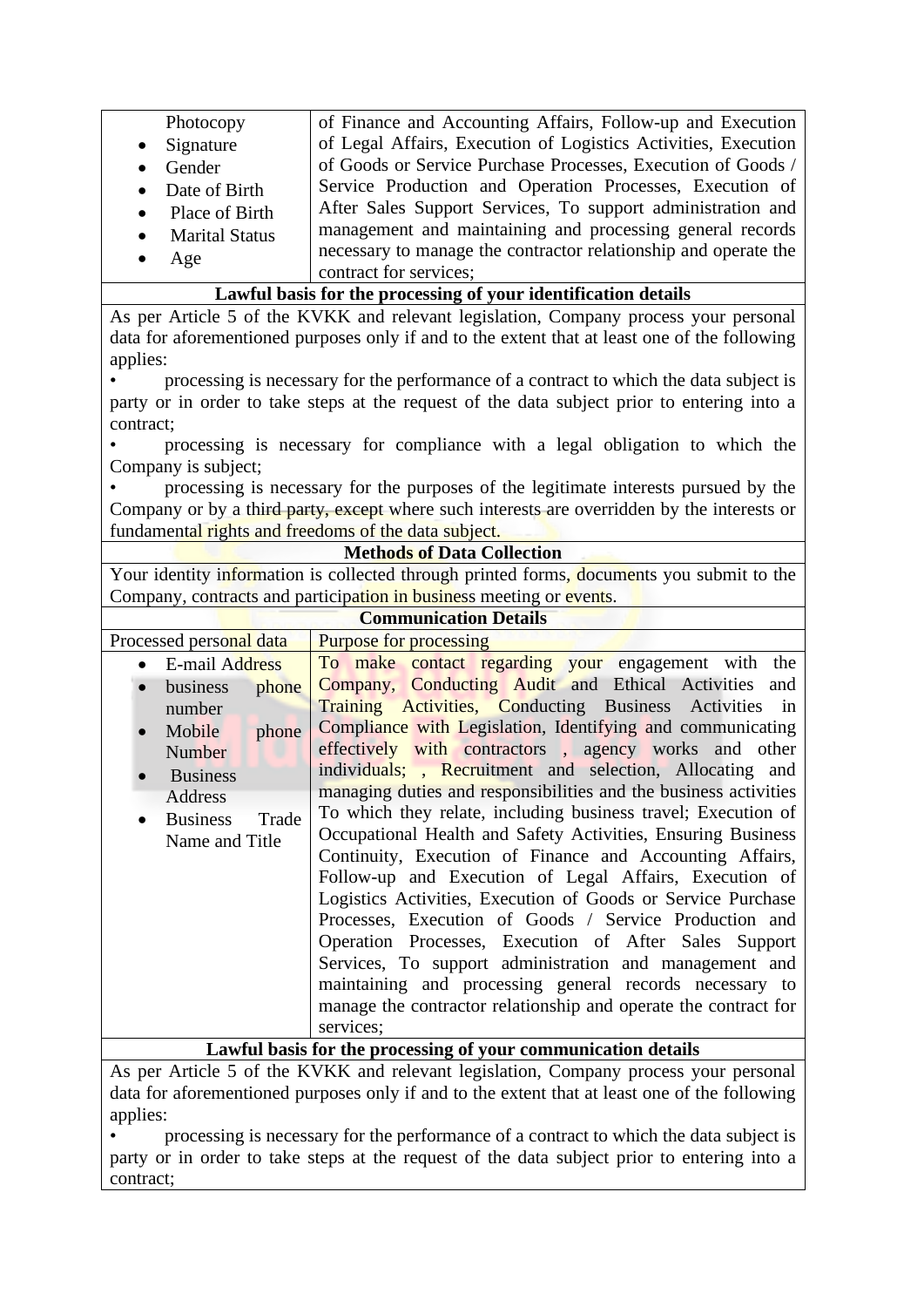| | |
|---|---|
| Photocopy<br>• Signature<br>• Gender<br>• Date of Birth<br>• Place of Birth<br>• Marital Status<br>• Age | of Finance and Accounting Affairs, Follow-up and Execution of Legal Affairs, Execution of Logistics Activities, Execution of Goods or Service Purchase Processes, Execution of Goods / Service Production and Operation Processes, Execution of After Sales Support Services, To support administration and management and maintaining and processing general records necessary to manage the contractor relationship and operate the contract for services; |
| **Lawful basis for the processing of your identification details** | |
| As per Article 5 of the KVKK and relevant legislation, Company process your personal data for aforementioned purposes only if and to the extent that at least one of the following applies:<br>• processing is necessary for the performance of a contract to which the data subject is party or in order to take steps at the request of the data subject prior to entering into a contract;<br>• processing is necessary for compliance with a legal obligation to which the Company is subject;<br>• processing is necessary for the purposes of the legitimate interests pursued by the Company or by a third party, except where such interests are overridden by the interests or fundamental rights and freedoms of the data subject. | |
| **Methods of Data Collection** | |
| Your identity information is collected through printed forms, documents you submit to the Company, contracts and participation in business meeting or events. | |
| **Communication Details** | |
| Processed personal data | Purpose for processing |
| • E-mail Address<br>• business phone number<br>• Mobile phone Number<br>• Business Address<br>• Business Trade Name and Title | To make contact regarding your engagement with the Company, Conducting Audit and Ethical Activities and Training Activities, Conducting Business Activities in Compliance with Legislation, Identifying and communicating effectively with contractors , agency works and other individuals; , Recruitment and selection, Allocating and managing duties and responsibilities and the business activities To which they relate, including business travel; Execution of Occupational Health and Safety Activities, Ensuring Business Continuity, Execution of Finance and Accounting Affairs, Follow-up and Execution of Legal Affairs, Execution of Logistics Activities, Execution of Goods or Service Purchase Processes, Execution of Goods / Service Production and Operation Processes, Execution of After Sales Support Services, To support administration and management and maintaining and processing general records necessary to manage the contractor relationship and operate the contract for services; |
| **Lawful basis for the processing of your communication details** | |
| As per Article 5 of the KVKK and relevant legislation, Company process your personal data for aforementioned purposes only if and to the extent that at least one of the following applies:<br>• processing is necessary for the performance of a contract to which the data subject is party or in order to take steps at the request of the data subject prior to entering into a contract; | |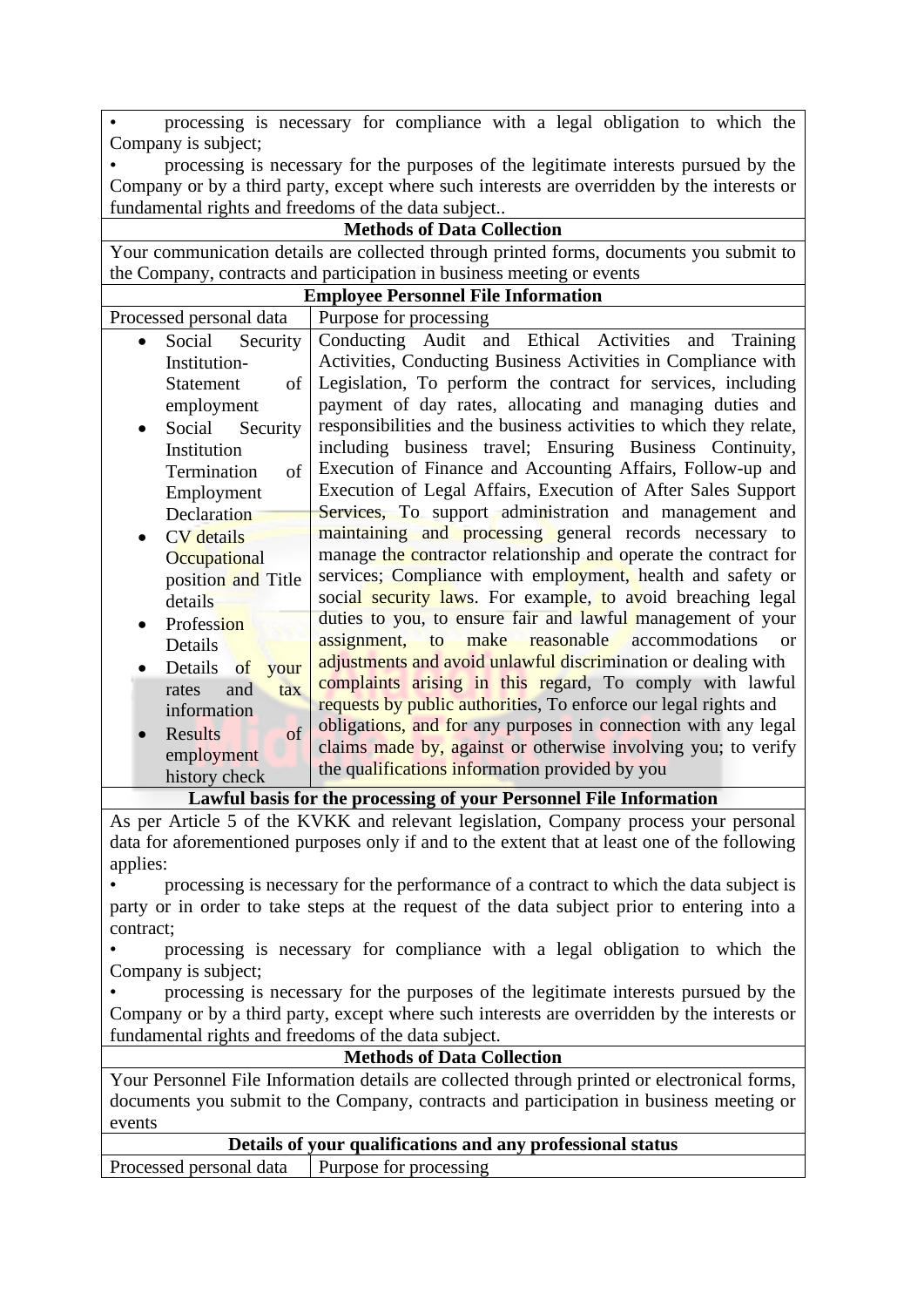| | |
|---|---|
| • processing is necessary for compliance with a legal obligation to which the Company is subject;<br>• processing is necessary for the purposes of the legitimate interests pursued by the Company or by a third party, except where such interests are overridden by the interests or fundamental rights and freedoms of the data subject.. | |
| **Methods of Data Collection** | |
| Your communication details are collected through printed forms, documents you submit to the Company, contracts and participation in business meeting or events | |
| **Employee Personnel File Information** | |
| Processed personal data | Purpose for processing |
| • Social Security Institution- Statement of employment<br>• Social Security Institution Termination of Employment Declaration<br>• CV details Occupational position and Title details<br>• Profession Details<br>• Details of your rates and tax information<br>• Results of employment history check | Conducting Audit and Ethical Activities and Training Activities, Conducting Business Activities in Compliance with Legislation, To perform the contract for services, including payment of day rates, allocating and managing duties and responsibilities and the business activities to which they relate, including business travel; Ensuring Business Continuity, Execution of Finance and Accounting Affairs, Follow-up and Execution of Legal Affairs, Execution of After Sales Support Services, To support administration and management and maintaining and processing general records necessary to manage the contractor relationship and operate the contract for services; Compliance with employment, health and safety or social security laws. For example, to avoid breaching legal duties to you, to ensure fair and lawful management of your assignment, to make reasonable accommodations or adjustments and avoid unlawful discrimination or dealing with complaints arising in this regard, To comply with lawful requests by public authorities, To enforce our legal rights and obligations, and for any purposes in connection with any legal claims made by, against or otherwise involving you; to verify the qualifications information provided by you |
| **Lawful basis for the processing of your Personnel File Information** | |
| As per Article 5 of the KVKK and relevant legislation, Company process your personal data for aforementioned purposes only if and to the extent that at least one of the following applies:<br>• processing is necessary for the performance of a contract to which the data subject is party or in order to take steps at the request of the data subject prior to entering into a contract;<br>• processing is necessary for compliance with a legal obligation to which the Company is subject;<br>• processing is necessary for the purposes of the legitimate interests pursued by the Company or by a third party, except where such interests are overridden by the interests or fundamental rights and freedoms of the data subject. | |
| **Methods of Data Collection** | |
| Your Personnel File Information details are collected through printed or electronical forms, documents you submit to the Company, contracts and participation in business meeting or events | |
| **Details of your qualifications and any professional status** | |
| Processed personal data | Purpose for processing |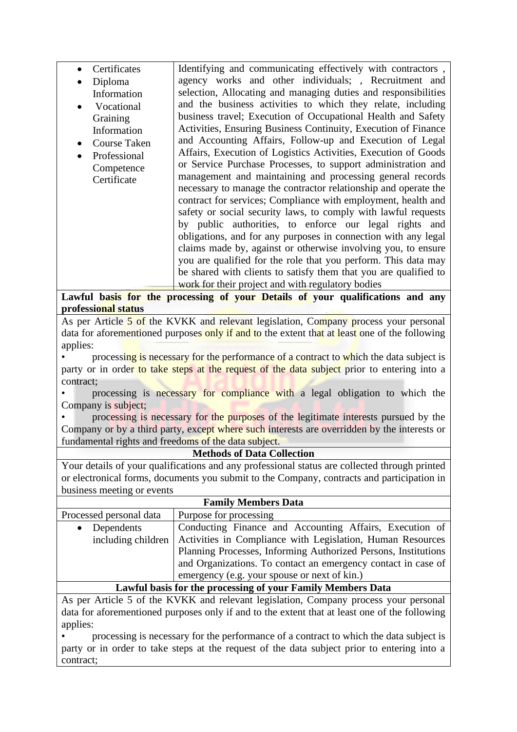| | |
|---|---|
| <ul><li>Certificates</li><li>Diploma Information</li><li>Vocational Graining Information</li><li>Course Taken</li><li>Professional Competence Certificate</li></ul> | Identifying and communicating effectively with contractors , agency works and other individuals; , Recruitment and selection, Allocating and managing duties and responsibilities and the business activities to which they relate, including business travel; Execution of Occupational Health and Safety Activities, Ensuring Business Continuity, Execution of Finance and Accounting Affairs, Follow-up and Execution of Legal Affairs, Execution of Logistics Activities, Execution of Goods or Service Purchase Processes, to support administration and management and maintaining and processing general records necessary to manage the contractor relationship and operate the contract for services; Compliance with employment, health and safety or social security laws, to comply with lawful requests by public authorities, to enforce our legal rights and obligations, and for any purposes in connection with any legal claims made by, against or otherwise involving you, to ensure you are qualified for the role that you perform. This data may be shared with clients to satisfy them that you are qualified to work for their project and with regulatory bodies |

**Lawful basis for the processing of your Details of your qualifications and any professional status**

As per Article 5 of the KVKK and relevant legislation, Company process your personal data for aforementioned purposes only if and to the extent that at least one of the following applies:

- processing is necessary for the performance of a contract to which the data subject is party or in order to take steps at the request of the data subject prior to entering into a contract;
- processing is necessary for compliance with a legal obligation to which the Company is subject;
- processing is necessary for the purposes of the legitimate interests pursued by the Company or by a third party, except where such interests are overridden by the interests or fundamental rights and freedoms of the data subject.

**Methods of Data Collection**

Your details of your qualifications and any professional status are collected through printed or electronical forms, documents you submit to the Company, contracts and participation in business meeting or events

**Family Members Data**

| Processed personal data | Purpose for processing |
|---|---|
| <ul><li>Dependents including children</li></ul> | Conducting Finance and Accounting Affairs, Execution of Activities in Compliance with Legislation, Human Resources Planning Processes, Informing Authorized Persons, Institutions and Organizations. To contact an emergency contact in case of emergency (e.g. your spouse or next of kin.) |

**Lawful basis for the processing of your Family Members Data**

As per Article 5 of the KVKK and relevant legislation, Company process your personal data for aforementioned purposes only if and to the extent that at least one of the following applies:

- processing is necessary for the performance of a contract to which the data subject is party or in order to take steps at the request of the data subject prior to entering into a contract;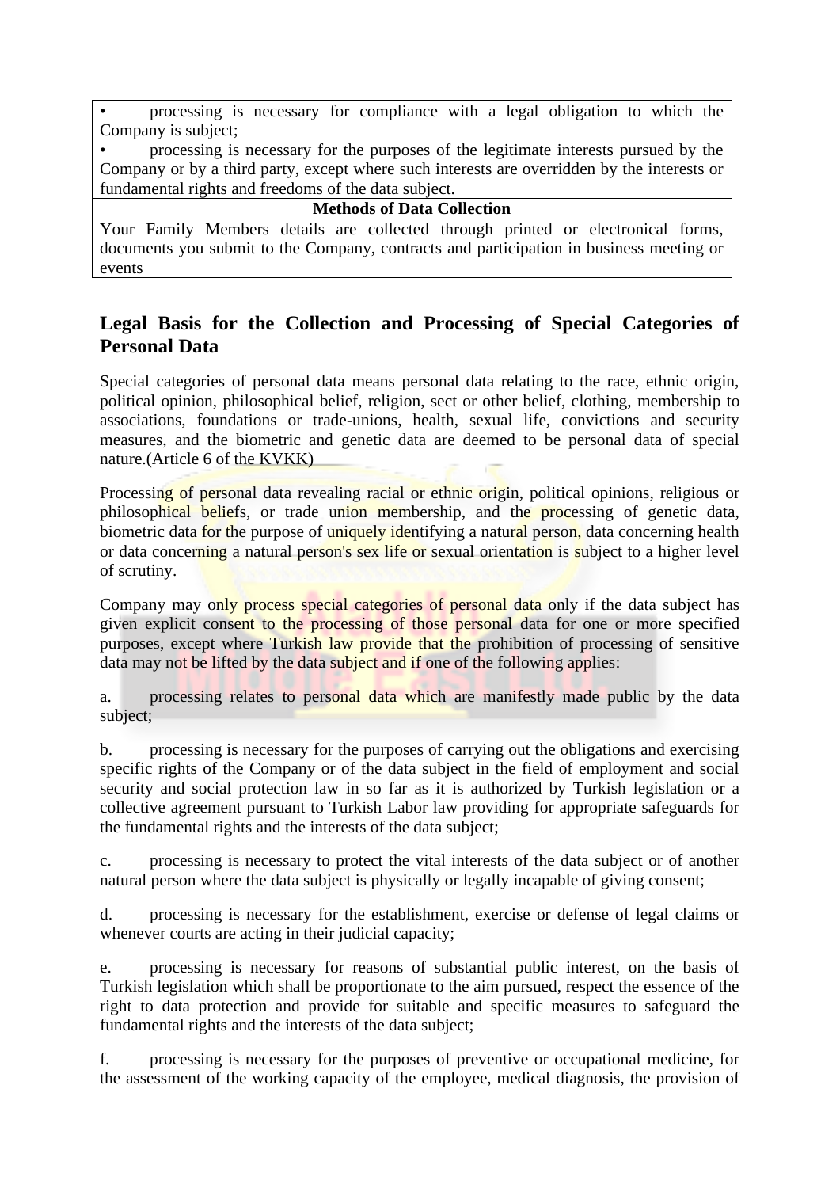| • processing is necessary for compliance with a legal obligation to which the Company is subject;<br>• processing is necessary for the purposes of the legitimate interests pursued by the Company or by a third party, except where such interests are overridden by the interests or fundamental rights and freedoms of the data subject. |
|---|
| **Methods of Data Collection** |
| Your Family Members details are collected through printed or electronical forms, documents you submit to the Company, contracts and participation in business meeting or events |

## Legal Basis for the Collection and Processing of Special Categories of Personal Data

Special categories of personal data means personal data relating to the race, ethnic origin, political opinion, philosophical belief, religion, sect or other belief, clothing, membership to associations, foundations or trade-unions, health, sexual life, convictions and security measures, and the biometric and genetic data are deemed to be personal data of special nature.(Article 6 of the KVKK)

Processing of personal data revealing racial or ethnic origin, political opinions, religious or philosophical beliefs, or trade union membership, and the processing of genetic data, biometric data for the purpose of uniquely identifying a natural person, data concerning health or data concerning a natural person's sex life or sexual orientation is subject to a higher level of scrutiny.

Company may only process special categories of personal data only if the data subject has given explicit consent to the processing of those personal data for one or more specified purposes, except where Turkish law provide that the prohibition of processing of sensitive data may not be lifted by the data subject and if one of the following applies:

a. processing relates to personal data which are manifestly made public by the data subject;

b. processing is necessary for the purposes of carrying out the obligations and exercising specific rights of the Company or of the data subject in the field of employment and social security and social protection law in so far as it is authorized by Turkish legislation or a collective agreement pursuant to Turkish Labor law providing for appropriate safeguards for the fundamental rights and the interests of the data subject;

c. processing is necessary to protect the vital interests of the data subject or of another natural person where the data subject is physically or legally incapable of giving consent;

d. processing is necessary for the establishment, exercise or defense of legal claims or whenever courts are acting in their judicial capacity;

e. processing is necessary for reasons of substantial public interest, on the basis of Turkish legislation which shall be proportionate to the aim pursued, respect the essence of the right to data protection and provide for suitable and specific measures to safeguard the fundamental rights and the interests of the data subject;

f. processing is necessary for the purposes of preventive or occupational medicine, for the assessment of the working capacity of the employee, medical diagnosis, the provision of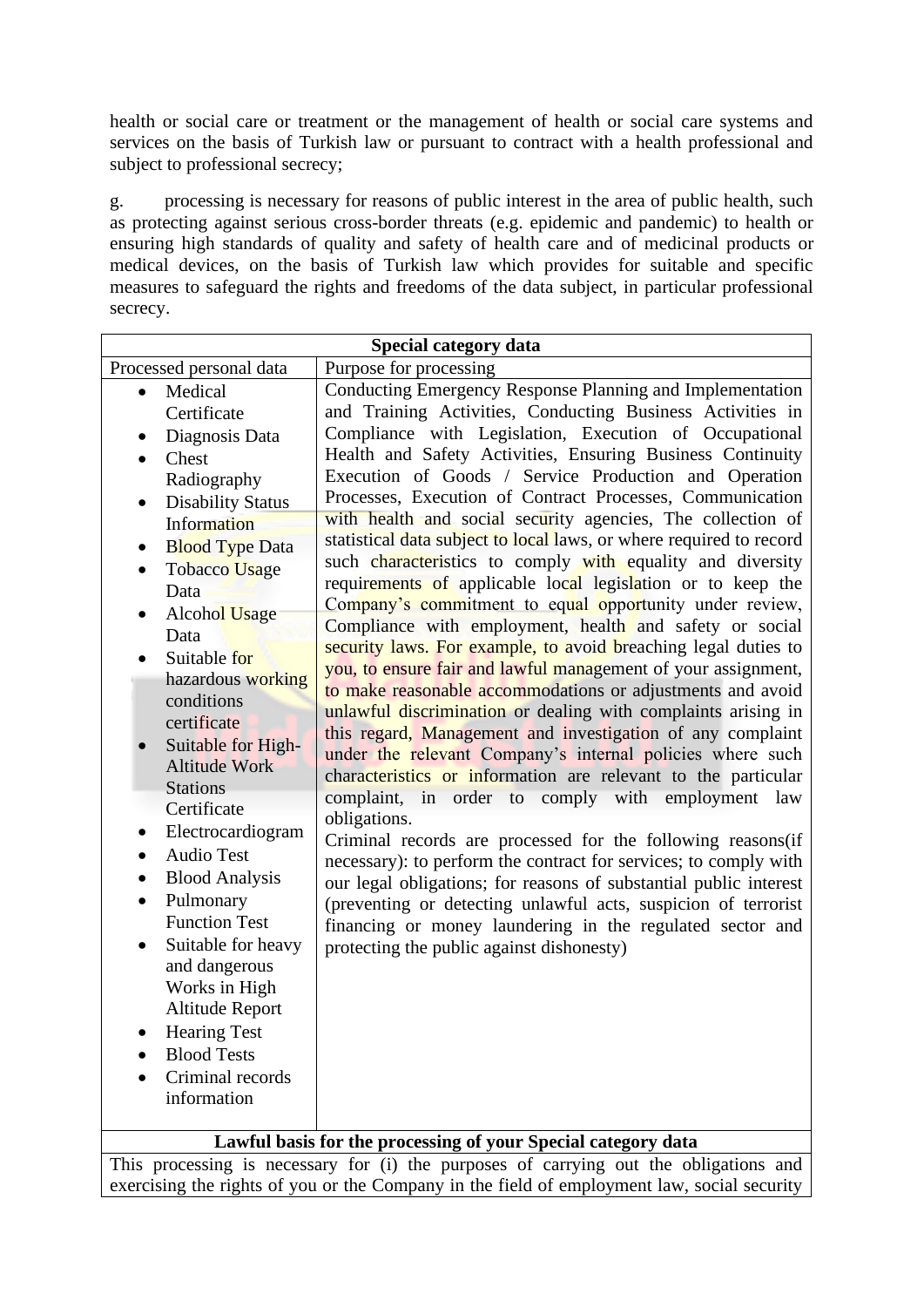health or social care or treatment or the management of health or social care systems and services on the basis of Turkish law or pursuant to contract with a health professional and subject to professional secrecy;

g. processing is necessary for reasons of public interest in the area of public health, such as protecting against serious cross-border threats (e.g. epidemic and pandemic) to health or ensuring high standards of quality and safety of health care and of medicinal products or medical devices, on the basis of Turkish law which provides for suitable and specific measures to safeguard the rights and freedoms of the data subject, in particular professional secrecy.

| Special category data | |
|---|---|
| Processed personal data | Purpose for processing |
| • Medical Certificate<br>• Diagnosis Data<br>• Chest Radiography<br>• Disability Status Information<br>• Blood Type Data<br>• Tobacco Usage Data<br>• Alcohol Usage Data<br>• Suitable for hazardous working conditions certificate<br>• Suitable for High-Altitude Work Stations Certificate<br>• Electrocardiogram<br>• Audio Test<br>• Blood Analysis<br>• Pulmonary Function Test<br>• Suitable for heavy and dangerous Works in High Altitude Report<br>• Hearing Test<br>• Blood Tests<br>• Criminal records information | Conducting Emergency Response Planning and Implementation and Training Activities, Conducting Business Activities in Compliance with Legislation, Execution of Occupational Health and Safety Activities, Ensuring Business Continuity Execution of Goods / Service Production and Operation Processes, Execution of Contract Processes, Communication with health and social security agencies, The collection of statistical data subject to local laws, or where required to record such characteristics to comply with equality and diversity requirements of applicable local legislation or to keep the Company's commitment to equal opportunity under review, Compliance with employment, health and safety or social security laws. For example, to avoid breaching legal duties to you, to ensure fair and lawful management of your assignment, to make reasonable accommodations or adjustments and avoid unlawful discrimination or dealing with complaints arising in this regard, Management and investigation of any complaint under the relevant Company's internal policies where such characteristics or information are relevant to the particular complaint, in order to comply with employment law obligations.<br>Criminal records are processed for the following reasons(if necessary): to perform the contract for services; to comply with our legal obligations; for reasons of substantial public interest (preventing or detecting unlawful acts, suspicion of terrorist financing or money laundering in the regulated sector and protecting the public against dishonesty) |
| **Lawful basis for the processing of your Special category data** | |
| This processing is necessary for (i) the purposes of carrying out the obligations and exercising the rights of you or the Company in the field of employment law, social security | |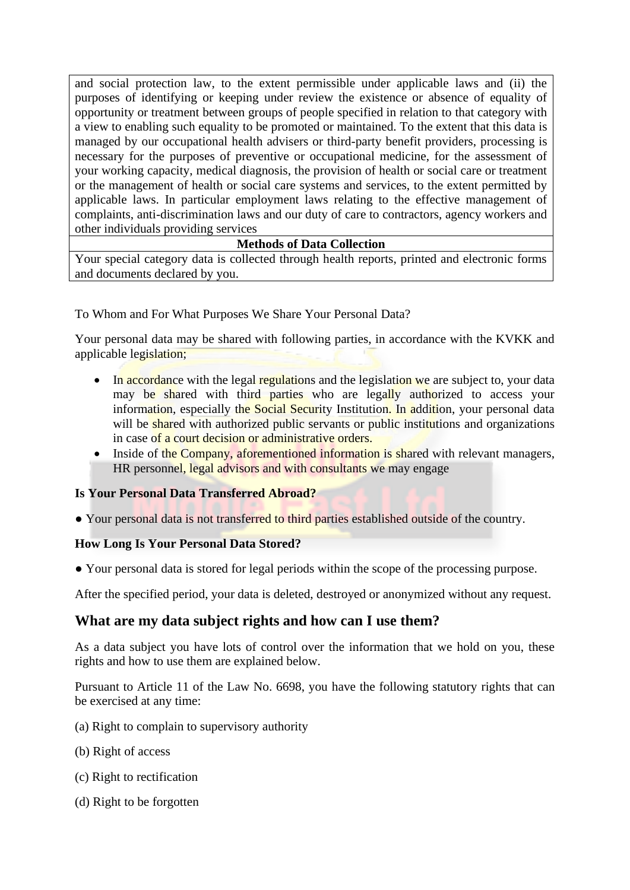| and social protection law, to the extent permissible under applicable laws and (ii) the purposes of identifying or keeping under review the existence or absence of equality of opportunity or treatment between groups of people specified in relation to that category with a view to enabling such equality to be promoted or maintained. To the extent that this data is managed by our occupational health advisers or third-party benefit providers, processing is necessary for the purposes of preventive or occupational medicine, for the assessment of your working capacity, medical diagnosis, the provision of health or social care or treatment or the management of health or social care systems and services, to the extent permitted by applicable laws. In particular employment laws relating to the effective management of complaints, anti-discrimination laws and our duty of care to contractors, agency workers and other individuals providing services |
| --- |
| **Methods of Data Collection** |
| Your special category data is collected through health reports, printed and electronic forms and documents declared by you. |

To Whom and For What Purposes We Share Your Personal Data?

Your personal data may be shared with following parties, in accordance with the KVKK and applicable legislation;

- In accordance with the legal regulations and the legislation we are subject to, your data may be shared with third parties who are legally authorized to access your information, especially the Social Security Institution. In addition, your personal data will be shared with authorized public servants or public institutions and organizations in case of a court decision or administrative orders.
- Inside of the Company, aforementioned information is shared with relevant managers, HR personnel, legal advisors and with consultants we may engage

**Is Your Personal Data Transferred Abroad?**

● Your personal data is not transferred to third parties established outside of the country.

**How Long Is Your Personal Data Stored?**

● Your personal data is stored for legal periods within the scope of the processing purpose.

After the specified period, your data is deleted, destroyed or anonymized without any request.

## What are my data subject rights and how can I use them?

As a data subject you have lots of control over the information that we hold on you, these rights and how to use them are explained below.

Pursuant to Article 11 of the Law No. 6698, you have the following statutory rights that can be exercised at any time:

(a) Right to complain to supervisory authority

(b) Right of access

(c) Right to rectification

(d) Right to be forgotten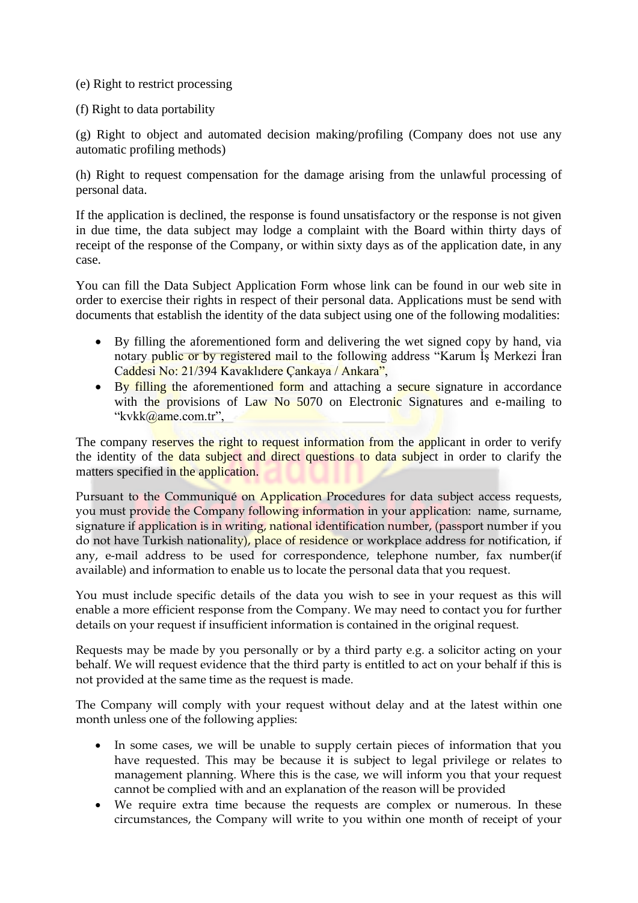(e) Right to restrict processing

(f) Right to data portability

(g) Right to object and automated decision making/profiling (Company does not use any automatic profiling methods)

(h) Right to request compensation for the damage arising from the unlawful processing of personal data.

If the application is declined, the response is found unsatisfactory or the response is not given in due time, the data subject may lodge a complaint with the Board within thirty days of receipt of the response of the Company, or within sixty days as of the application date, in any case.

You can fill the Data Subject Application Form whose link can be found in our web site in order to exercise their rights in respect of their personal data. Applications must be send with documents that establish the identity of the data subject using one of the following modalities:

- By filling the aforementioned form and delivering the wet signed copy by hand, via notary public or by registered mail to the following address "Karum İş Merkezi İran Caddesi No: 21/394 Kavaklıdere Çankaya / Ankara",
- By filling the aforementioned form and attaching a secure signature in accordance with the provisions of Law No 5070 on Electronic Signatures and e-mailing to "kvkk@ame.com.tr",

The company reserves the right to request information from the applicant in order to verify the identity of the data subject and direct questions to data subject in order to clarify the matters specified in the application.

Pursuant to the Communiqué on Application Procedures for data subject access requests, you must provide the Company following information in your application: name, surname, signature if application is in writing, national identification number, (passport number if you do not have Turkish nationality), place of residence or workplace address for notification, if any, e-mail address to be used for correspondence, telephone number, fax number(if available) and information to enable us to locate the personal data that you request.

You must include specific details of the data you wish to see in your request as this will enable a more efficient response from the Company. We may need to contact you for further details on your request if insufficient information is contained in the original request.

Requests may be made by you personally or by a third party e.g. a solicitor acting on your behalf. We will request evidence that the third party is entitled to act on your behalf if this is not provided at the same time as the request is made.

The Company will comply with your request without delay and at the latest within one month unless one of the following applies:

- In some cases, we will be unable to supply certain pieces of information that you have requested. This may be because it is subject to legal privilege or relates to management planning. Where this is the case, we will inform you that your request cannot be complied with and an explanation of the reason will be provided
- We require extra time because the requests are complex or numerous. In these circumstances, the Company will write to you within one month of receipt of your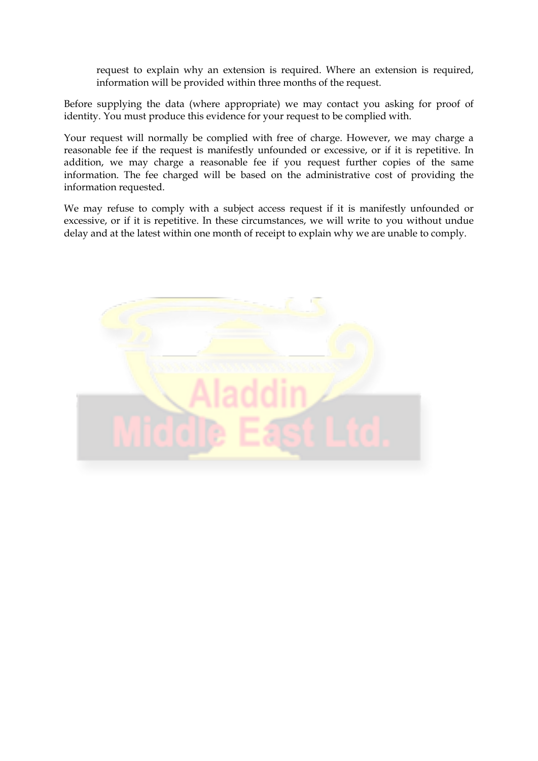request to explain why an extension is required. Where an extension is required, information will be provided within three months of the request.

Before supplying the data (where appropriate) we may contact you asking for proof of identity. You must produce this evidence for your request to be complied with.

Your request will normally be complied with free of charge. However, we may charge a reasonable fee if the request is manifestly unfounded or excessive, or if it is repetitive. In addition, we may charge a reasonable fee if you request further copies of the same information. The fee charged will be based on the administrative cost of providing the information requested.

We may refuse to comply with a subject access request if it is manifestly unfounded or excessive, or if it is repetitive. In these circumstances, we will write to you without undue delay and at the latest within one month of receipt to explain why we are unable to comply.